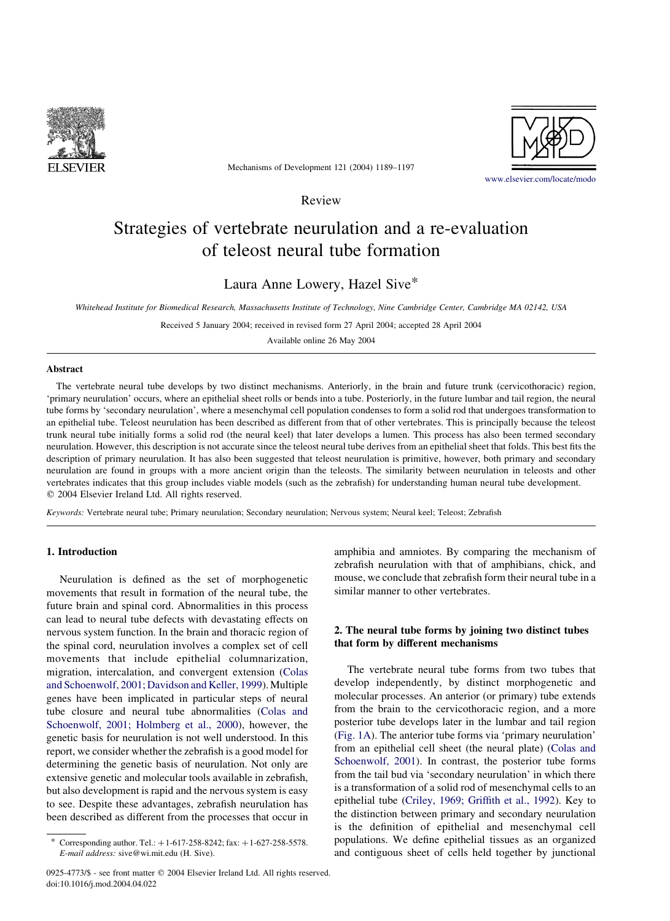Review

# Strategies of vertebrate neurulation and a re-evaluation of teleost neural tube formation

Laura Anne Lowery, Hazel Sive*

*Whitehead Institute for Biomedical Research, Massachusetts Institute of Technology, Nine Cambridge Center, Cambridge MA 02142, USA*

Received 5 January 2004; received in revised form 27 April 2004; accepted 28 April 2004

Available online 26 May 2004

## Abstract

The vertebrate neural tube develops by two distinct mechanisms. Anteriorly, in the brain and future trunk (cervicothoracic) region, 'primary neurulation' occurs, where an epithelial sheet rolls or bends into a tube. Posteriorly, in the future lumbar and tail region, the neural tube forms by 'secondary neurulation', where a mesenchymal cell population condenses to form a solid rod that undergoes transformation to an epithelial tube. Teleost neurulation has been described as different from that of other vertebrates. This is principally because the teleost trunk neural tube initially forms a solid rod (the neural keel) that later develops a lumen. This process has also been termed secondary neurulation. However, this description is not accurate since the teleost neural tube derives from an epithelial sheet that folds. This best fits the description of primary neurulation. It has also been suggested that teleost neurulation is primitive, however, both primary and secondary neurulation are found in groups with a more ancient origin than the teleosts. The similarity between neurulation in teleosts and other vertebrates indicates that this group includes viable models (such as the zebrafish) for understanding human neural tube development.
© 2004 Elsevier Ireland Ltd. All rights reserved.

*Keywords:* Vertebrate neural tube; Primary neurulation; Secondary neurulation; Nervous system; Neural keel; Teleost; Zebrafish

## 1. Introduction

Neurulation is defined as the set of morphogenetic movements that result in formation of the neural tube, the future brain and spinal cord. Abnormalities in this process can lead to neural tube defects with devastating effects on nervous system function. In the brain and thoracic region of the spinal cord, neurulation involves a complex set of cell movements that include epithelial columnarization, migration, intercalation, and convergent extension (Colas and Schoenwolf, 2001; Davidson and Keller, 1999). Multiple genes have been implicated in particular steps of neural tube closure and neural tube abnormalities (Colas and Schoenwolf, 2001; Holmberg et al., 2000), however, the genetic basis for neurulation is not well understood. In this report, we consider whether the zebrafish is a good model for determining the genetic basis of neurulation. Not only are extensive genetic and molecular tools available in zebrafish, but also development is rapid and the nervous system is easy to see. Despite these advantages, zebrafish neurulation has been described as different from the processes that occur in amphibia and amniotes. By comparing the mechanism of zebrafish neurulation with that of amphibians, chick, and mouse, we conclude that zebrafish form their neural tube in a similar manner to other vertebrates.

## 2. The neural tube forms by joining two distinct tubes that form by different mechanisms

The vertebrate neural tube forms from two tubes that develop independently, by distinct morphogenetic and molecular processes. An anterior (or primary) tube extends from the brain to the cervicothoracic region, and a more posterior tube develops later in the lumbar and tail region (Fig. 1A). The anterior tube forms via 'primary neurulation' from an epithelial cell sheet (the neural plate) (Colas and Schoenwolf, 2001). In contrast, the posterior tube forms from the tail bud via 'secondary neurulation' in which there is a transformation of a solid rod of mesenchymal cells to an epithelial tube (Criley, 1969; Griffith et al., 1992). Key to the distinction between primary and secondary neurulation is the definition of epithelial and mesenchymal cell populations. We define epithelial tissues as an organized and contiguous sheet of cells held together by junctional

\* Corresponding author. Tel.: +1-617-258-8242; fax: +1-627-258-5578.
*E-mail address:* sive@wi.mit.edu (H. Sive).

0925-4773/$ - see front matter © 2004 Elsevier Ireland Ltd. All rights reserved.
doi:10.1016/j.mod.2004.04.022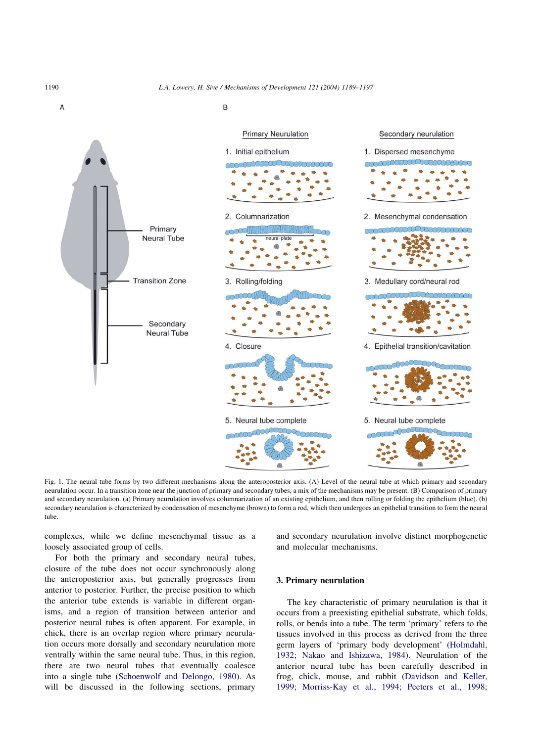Fig. 1. The neural tube forms by two different mechanisms along the anteroposterior axis. (A) Level of the neural tube at which primary and secondary neurulation occur. In a transition zone near the junction of primary and secondary tubes, a mix of the mechanisms may be present. (B) Comparison of primary and secondary neurulation. (a) Primary neurulation involves columnarization of an existing epithelium, and then rolling or folding the epithelium (blue). (b) secondary neurulation is characterized by condensation of mesenchyme (brown) to form a rod, which then undergoes an epithelial transition to form the neural tube.

complexes, while we define mesenchymal tissue as a loosely associated group of cells.

For both the primary and secondary neural tubes, closure of the tube does not occur synchronously along the anteroposterior axis, but generally progresses from anterior to posterior. Further, the precise position to which the anterior tube extends is variable in different organisms, and a region of transition between anterior and posterior neural tubes is often apparent. For example, in chick, there is an overlap region where primary neurulation occurs more dorsally and secondary neurulation more ventrally within the same neural tube. Thus, in this region, there are two neural tubes that eventually coalesce into a single tube (Schoenwolf and Delongo, 1980). As will be discussed in the following sections, primary and secondary neurulation involve distinct morphogenetic and molecular mechanisms.

## 3. Primary neurulation

The key characteristic of primary neurulation is that it occurs from a preexisting epithelial substrate, which folds, rolls, or bends into a tube. The term 'primary' refers to the tissues involved in this process as derived from the three germ layers of 'primary body development' (Holmdahl, 1932; Nakao and Ishizawa, 1984). Neurulation of the anterior neural tube has been carefully described in frog, chick, mouse, and rabbit (Davidson and Keller, 1999; Morriss-Kay et al., 1994; Peeters et al., 1998;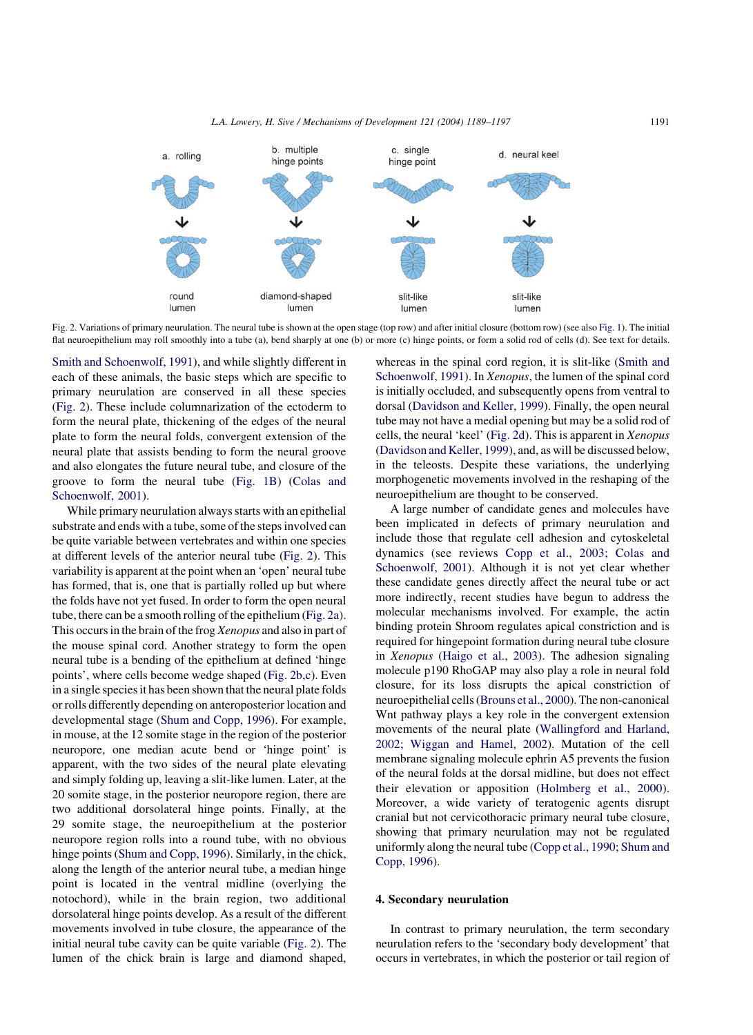Fig. 2. Variations of primary neurulation. The neural tube is shown at the open stage (top row) and after initial closure (bottom row) (see also Fig. 1). The initial flat neuroepithelium may roll smoothly into a tube (a), bend sharply at one (b) or more (c) hinge points, or form a solid rod of cells (d). See text for details.

Smith and Schoenwolf, 1991), and while slightly different in each of these animals, the basic steps which are specific to primary neurulation are conserved in all these species (Fig. 2). These include columnarization of the ectoderm to form the neural plate, thickening of the edges of the neural plate to form the neural folds, convergent extension of the neural plate that assists bending to form the neural groove and also elongates the future neural tube, and closure of the groove to form the neural tube (Fig. 1B) (Colas and Schoenwolf, 2001).

While primary neurulation always starts with an epithelial substrate and ends with a tube, some of the steps involved can be quite variable between vertebrates and within one species at different levels of the anterior neural tube (Fig. 2). This variability is apparent at the point when an 'open' neural tube has formed, that is, one that is partially rolled up but where the folds have not yet fused. In order to form the open neural tube, there can be a smooth rolling of the epithelium (Fig. 2a). This occurs in the brain of the frog *Xenopus* and also in part of the mouse spinal cord. Another strategy to form the open neural tube is a bending of the epithelium at defined 'hinge points', where cells become wedge shaped (Fig. 2b,c). Even in a single species it has been shown that the neural plate folds or rolls differently depending on anteroposterior location and developmental stage (Shum and Copp, 1996). For example, in mouse, at the 12 somite stage in the region of the posterior neuropore, one median acute bend or 'hinge point' is apparent, with the two sides of the neural plate elevating and simply folding up, leaving a slit-like lumen. Later, at the 20 somite stage, in the posterior neuropore region, there are two additional dorsolateral hinge points. Finally, at the 29 somite stage, the neuroepithelium at the posterior neuropore region rolls into a round tube, with no obvious hinge points (Shum and Copp, 1996). Similarly, in the chick, along the length of the anterior neural tube, a median hinge point is located in the ventral midline (overlying the notochord), while in the brain region, two additional dorsolateral hinge points develop. As a result of the different movements involved in tube closure, the appearance of the initial neural tube cavity can be quite variable (Fig. 2). The lumen of the chick brain is large and diamond shaped, whereas in the spinal cord region, it is slit-like (Smith and Schoenwolf, 1991). In *Xenopus*, the lumen of the spinal cord is initially occluded, and subsequently opens from ventral to dorsal (Davidson and Keller, 1999). Finally, the open neural tube may not have a medial opening but may be a solid rod of cells, the neural 'keel' (Fig. 2d). This is apparent in *Xenopus* (Davidson and Keller, 1999), and, as will be discussed below, in the teleosts. Despite these variations, the underlying morphogenetic movements involved in the reshaping of the neuroepithelium are thought to be conserved.

A large number of candidate genes and molecules have been implicated in defects of primary neurulation and include those that regulate cell adhesion and cytoskeletal dynamics (see reviews Copp et al., 2003; Colas and Schoenwolf, 2001). Although it is not yet clear whether these candidate genes directly affect the neural tube or act more indirectly, recent studies have begun to address the molecular mechanisms involved. For example, the actin binding protein Shroom regulates apical constriction and is required for hingepoint formation during neural tube closure in *Xenopus* (Haigo et al., 2003). The adhesion signaling molecule p190 RhoGAP may also play a role in neural fold closure, for its loss disrupts the apical constriction of neuroepithelial cells (Brouns et al., 2000). The non-canonical Wnt pathway plays a key role in the convergent extension movements of the neural plate (Wallingford and Harland, 2002; Wiggan and Hamel, 2002). Mutation of the cell membrane signaling molecule ephrin A5 prevents the fusion of the neural folds at the dorsal midline, but does not effect their elevation or apposition (Holmberg et al., 2000). Moreover, a wide variety of teratogenic agents disrupt cranial but not cervicothoracic primary neural tube closure, showing that primary neurulation may not be regulated uniformly along the neural tube (Copp et al., 1990; Shum and Copp, 1996).

## 4. Secondary neurulation

In contrast to primary neurulation, the term secondary neurulation refers to the 'secondary body development' that occurs in vertebrates, in which the posterior or tail region of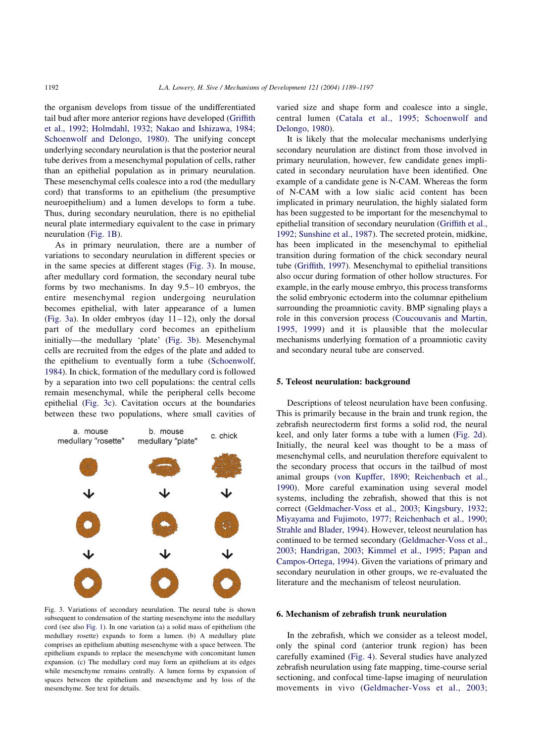the organism develops from tissue of the undifferentiated tail bud after more anterior regions have developed (Griffith et al., 1992; Holmdahl, 1932; Nakao and Ishizawa, 1984; Schoenwolf and Delongo, 1980). The unifying concept underlying secondary neurulation is that the posterior neural tube derives from a mesenchymal population of cells, rather than an epithelial population as in primary neurulation. These mesenchymal cells coalesce into a rod (the medullary cord) that transforms to an epithelium (the presumptive neuroepithelium) and a lumen develops to form a tube. Thus, during secondary neurulation, there is no epithelial neural plate intermediary equivalent to the case in primary neurulation (Fig. 1B).

As in primary neurulation, there are a number of variations to secondary neurulation in different species or in the same species at different stages (Fig. 3). In mouse, after medullary cord formation, the secondary neural tube forms by two mechanisms. In day 9.5–10 embryos, the entire mesenchymal region undergoing neurulation becomes epithelial, with later appearance of a lumen (Fig. 3a). In older embryos (day 11–12), only the dorsal part of the medullary cord becomes an epithelium initially—the medullary 'plate' (Fig. 3b). Mesenchymal cells are recruited from the edges of the plate and added to the epithelium to eventually form a tube (Schoenwolf, 1984). In chick, formation of the medullary cord is followed by a separation into two cell populations: the central cells remain mesenchymal, while the peripheral cells become epithelial (Fig. 3c). Cavitation occurs at the boundaries between these two populations, where small cavities of varied size and shape form and coalesce into a single, central lumen (Catala et al., 1995; Schoenwolf and Delongo, 1980).

Fig. 3. Variations of secondary neurulation. The neural tube is shown subsequent to condensation of the starting mesenchyme into the medullary cord (see also Fig. 1). In one variation (a) a solid mass of epithelium (the medullary rosette) expands to form a lumen. (b) A medullary plate comprises an epithelium abutting mesenchyme with a space between. The epithelium expands to replace the mesenchyme with concomitant lumen expansion. (c) The medullary cord may form an epithelium at its edges while mesenchyme remains centrally. A lumen forms by expansion of spaces between the epithelium and mesenchyme and by loss of the mesenchyme. See text for details.

It is likely that the molecular mechanisms underlying secondary neurulation are distinct from those involved in primary neurulation, however, few candidate genes implicated in secondary neurulation have been identified. One example of a candidate gene is N-CAM. Whereas the form of N-CAM with a low sialic acid content has been implicated in primary neurulation, the highly sialated form has been suggested to be important for the mesenchymal to epithelial transition of secondary neurulation (Griffith et al., 1992; Sunshine et al., 1987). The secreted protein, midkine, has been implicated in the mesenchymal to epithelial transition during formation of the chick secondary neural tube (Griffith, 1997). Mesenchymal to epithelial transitions also occur during formation of other hollow structures. For example, in the early mouse embryo, this process transforms the solid embryonic ectoderm into the columnar epithelium surrounding the proamniotic cavity. BMP signaling plays a role in this conversion process (Coucouvanis and Martin, 1995, 1999) and it is plausible that the molecular mechanisms underlying formation of a proamniotic cavity and secondary neural tube are conserved.

## 5. Teleost neurulation: background

Descriptions of teleost neurulation have been confusing. This is primarily because in the brain and trunk region, the zebrafish neurectoderm first forms a solid rod, the neural keel, and only later forms a tube with a lumen (Fig. 2d). Initially, the neural keel was thought to be a mass of mesenchymal cells, and neurulation therefore equivalent to the secondary process that occurs in the tailbud of most animal groups (von Kupffer, 1890; Reichenbach et al., 1990). More careful examination using several model systems, including the zebrafish, showed that this is not correct (Geldmacher-Voss et al., 2003; Kingsbury, 1932; Miyayama and Fujimoto, 1977; Reichenbach et al., 1990; Strahle and Blader, 1994). However, teleost neurulation has continued to be termed secondary (Geldmacher-Voss et al., 2003; Handrigan, 2003; Kimmel et al., 1995; Papan and Campos-Ortega, 1994). Given the variations of primary and secondary neurulation in other groups, we re-evaluated the literature and the mechanism of teleost neurulation.

## 6. Mechanism of zebrafish trunk neurulation

In the zebrafish, which we consider as a teleost model, only the spinal cord (anterior trunk region) has been carefully examined (Fig. 4). Several studies have analyzed zebrafish neurulation using fate mapping, time-course serial sectioning, and confocal time-lapse imaging of neurulation movements in vivo (Geldmacher-Voss et al., 2003;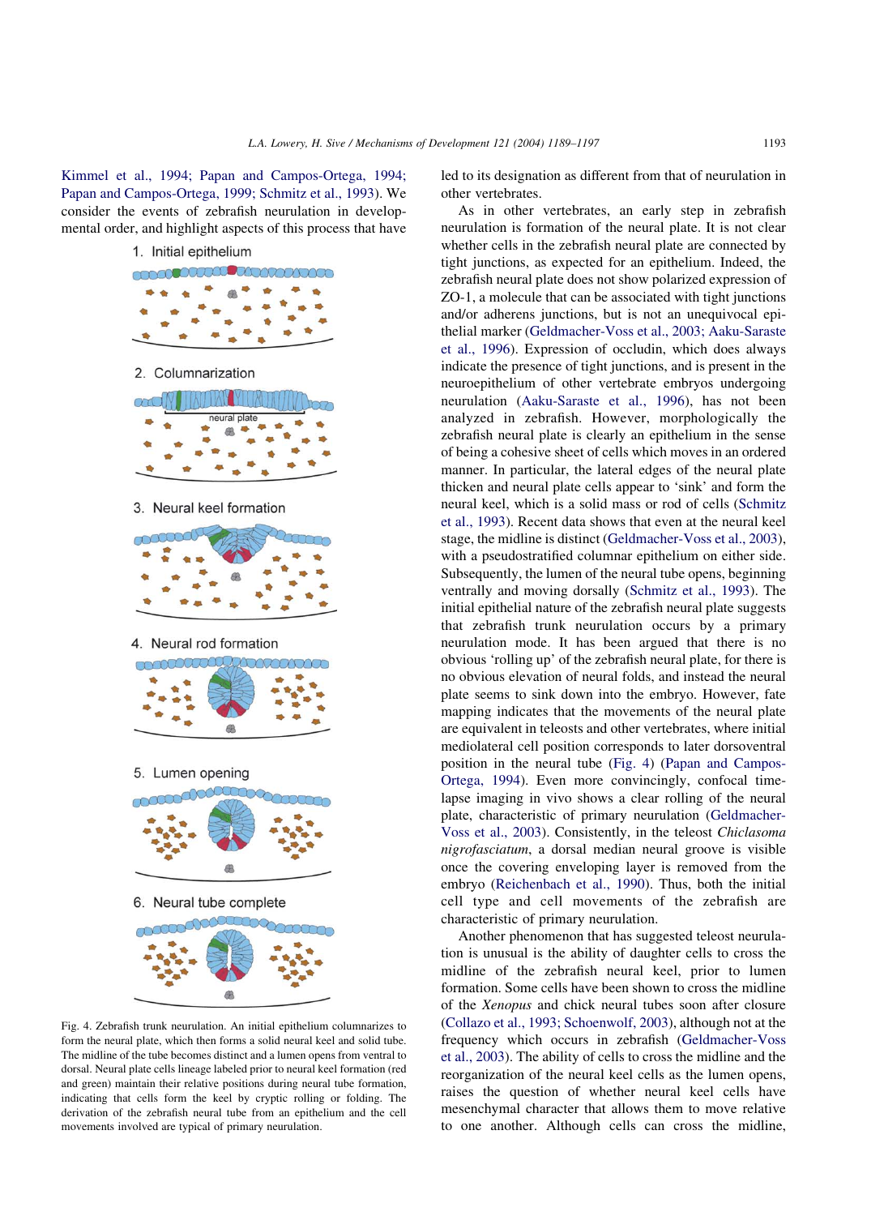Kimmel et al., 1994; Papan and Campos-Ortega, 1994; Papan and Campos-Ortega, 1999; Schmitz et al., 1993). We consider the events of zebrafish neurulation in developmental order, and highlight aspects of this process that have led to its designation as different from that of neurulation in other vertebrates.

Fig. 4. Zebrafish trunk neurulation. An initial epithelium columnarizes to form the neural plate, which then forms a solid neural keel and solid tube. The midline of the tube becomes distinct and a lumen opens from ventral to dorsal. Neural plate cells lineage labeled prior to neural keel formation (red and green) maintain their relative positions during neural tube formation, indicating that cells form the keel by cryptic rolling or folding. The derivation of the zebrafish neural tube from an epithelium and the cell movements involved are typical of primary neurulation.

As in other vertebrates, an early step in zebrafish neurulation is formation of the neural plate. It is not clear whether cells in the zebrafish neural plate are connected by tight junctions, as expected for an epithelium. Indeed, the zebrafish neural plate does not show polarized expression of ZO-1, a molecule that can be associated with tight junctions and/or adherens junctions, but is not an unequivocal epithelial marker (Geldmacher-Voss et al., 2003; Aaku-Saraste et al., 1996). Expression of occludin, which does always indicate the presence of tight junctions, and is present in the neuroepithelium of other vertebrate embryos undergoing neurulation (Aaku-Saraste et al., 1996), has not been analyzed in zebrafish. However, morphologically the zebrafish neural plate is clearly an epithelium in the sense of being a cohesive sheet of cells which moves in an ordered manner. In particular, the lateral edges of the neural plate thicken and neural plate cells appear to 'sink' and form the neural keel, which is a solid mass or rod of cells (Schmitz et al., 1993). Recent data shows that even at the neural keel stage, the midline is distinct (Geldmacher-Voss et al., 2003), with a pseudostratified columnar epithelium on either side. Subsequently, the lumen of the neural tube opens, beginning ventrally and moving dorsally (Schmitz et al., 1993). The initial epithelial nature of the zebrafish neural plate suggests that zebrafish trunk neurulation occurs by a primary neurulation mode. It has been argued that there is no obvious 'rolling up' of the zebrafish neural plate, for there is no obvious elevation of neural folds, and instead the neural plate seems to sink down into the embryo. However, fate mapping indicates that the movements of the neural plate are equivalent in teleosts and other vertebrates, where initial mediolateral cell position corresponds to later dorsoventral position in the neural tube (Fig. 4) (Papan and Campos-Ortega, 1994). Even more convincingly, confocal time-lapse imaging in vivo shows a clear rolling of the neural plate, characteristic of primary neurulation (Geldmacher-Voss et al., 2003). Consistently, in the teleost *Chiclasoma nigrofasciatum*, a dorsal median neural groove is visible once the covering enveloping layer is removed from the embryo (Reichenbach et al., 1990). Thus, both the initial cell type and cell movements of the zebrafish are characteristic of primary neurulation.

Another phenomenon that has suggested teleost neurulation is unusual is the ability of daughter cells to cross the midline of the zebrafish neural keel, prior to lumen formation. Some cells have been shown to cross the midline of the *Xenopus* and chick neural tubes soon after closure (Collazo et al., 1993; Schoenwolf, 2003), although not at the frequency which occurs in zebrafish (Geldmacher-Voss et al., 2003). The ability of cells to cross the midline and the reorganization of the neural keel cells as the lumen opens, raises the question of whether neural keel cells have mesenchymal character that allows them to move relative to one another. Although cells can cross the midline,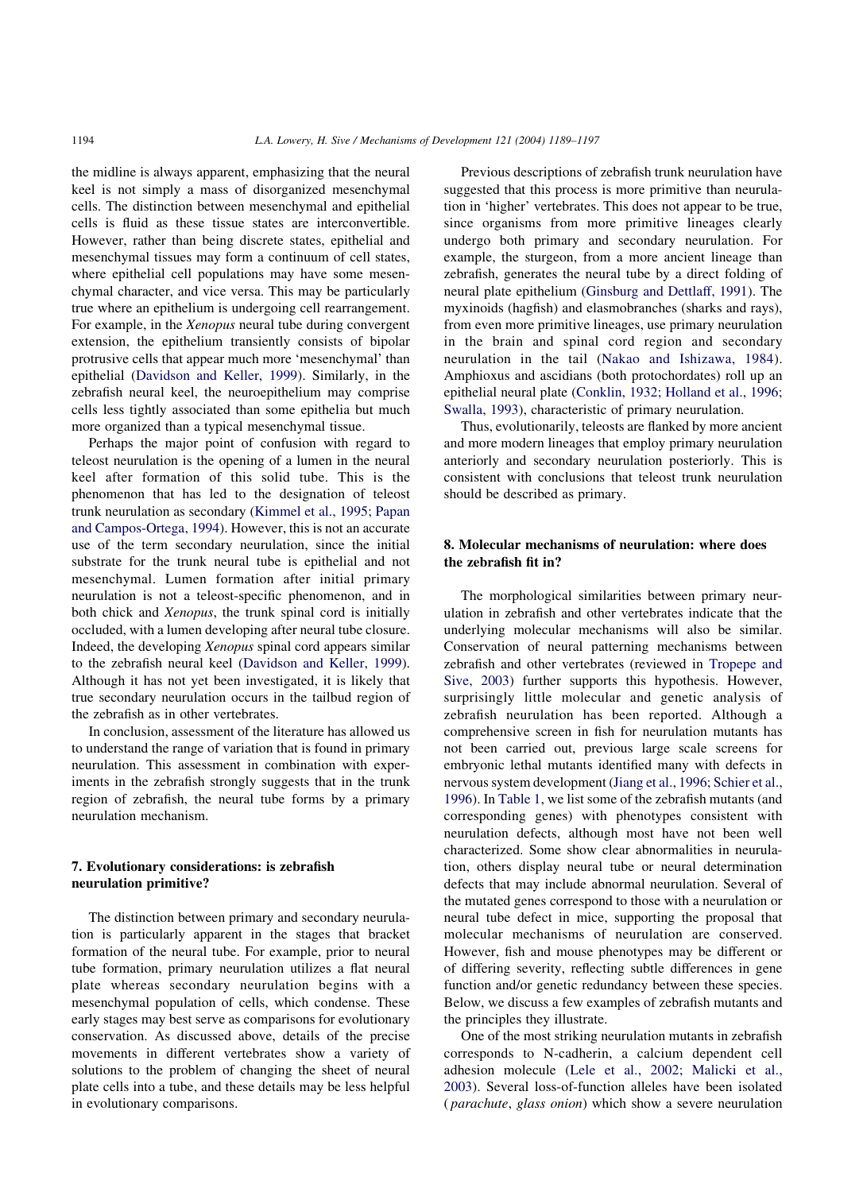the midline is always apparent, emphasizing that the neural keel is not simply a mass of disorganized mesenchymal cells. The distinction between mesenchymal and epithelial cells is fluid as these tissue states are interconvertible. However, rather than being discrete states, epithelial and mesenchymal tissues may form a continuum of cell states, where epithelial cell populations may have some mesenchymal character, and vice versa. This may be particularly true where an epithelium is undergoing cell rearrangement. For example, in the *Xenopus* neural tube during convergent extension, the epithelium transiently consists of bipolar protrusive cells that appear much more 'mesenchymal' than epithelial (Davidson and Keller, 1999). Similarly, in the zebrafish neural keel, the neuroepithelium may comprise cells less tightly associated than some epithelia but much more organized than a typical mesenchymal tissue.

Perhaps the major point of confusion with regard to teleost neurulation is the opening of a lumen in the neural keel after formation of this solid tube. This is the phenomenon that has led to the designation of teleost trunk neurulation as secondary (Kimmel et al., 1995; Papan and Campos-Ortega, 1994). However, this is not an accurate use of the term secondary neurulation, since the initial substrate for the trunk neural tube is epithelial and not mesenchymal. Lumen formation after initial primary neurulation is not a teleost-specific phenomenon, and in both chick and *Xenopus*, the trunk spinal cord is initially occluded, with a lumen developing after neural tube closure. Indeed, the developing *Xenopus* spinal cord appears similar to the zebrafish neural keel (Davidson and Keller, 1999). Although it has not yet been investigated, it is likely that true secondary neurulation occurs in the tailbud region of the zebrafish as in other vertebrates.

In conclusion, assessment of the literature has allowed us to understand the range of variation that is found in primary neurulation. This assessment in combination with experiments in the zebrafish strongly suggests that in the trunk region of zebrafish, the neural tube forms by a primary neurulation mechanism.

## 7. Evolutionary considerations: is zebrafish neurulation primitive?

The distinction between primary and secondary neurulation is particularly apparent in the stages that bracket formation of the neural tube. For example, prior to neural tube formation, primary neurulation utilizes a flat neural plate whereas secondary neurulation begins with a mesenchymal population of cells, which condense. These early stages may best serve as comparisons for evolutionary conservation. As discussed above, details of the precise movements in different vertebrates show a variety of solutions to the problem of changing the sheet of neural plate cells into a tube, and these details may be less helpful in evolutionary comparisons.

Previous descriptions of zebrafish trunk neurulation have suggested that this process is more primitive than neurulation in 'higher' vertebrates. This does not appear to be true, since organisms from more primitive lineages clearly undergo both primary and secondary neurulation. For example, the sturgeon, from a more ancient lineage than zebrafish, generates the neural tube by a direct folding of neural plate epithelium (Ginsburg and Dettlaff, 1991). The myxinoids (hagfish) and elasmobranches (sharks and rays), from even more primitive lineages, use primary neurulation in the brain and spinal cord region and secondary neurulation in the tail (Nakao and Ishizawa, 1984). Amphioxus and ascidians (both protochordates) roll up an epithelial neural plate (Conklin, 1932; Holland et al., 1996; Swalla, 1993), characteristic of primary neurulation.

Thus, evolutionarily, teleosts are flanked by more ancient and more modern lineages that employ primary neurulation anteriorly and secondary neurulation posteriorly. This is consistent with conclusions that teleost trunk neurulation should be described as primary.

## 8. Molecular mechanisms of neurulation: where does the zebrafish fit in?

The morphological similarities between primary neurulation in zebrafish and other vertebrates indicate that the underlying molecular mechanisms will also be similar. Conservation of neural patterning mechanisms between zebrafish and other vertebrates (reviewed in Tropepe and Sive, 2003) further supports this hypothesis. However, surprisingly little molecular and genetic analysis of zebrafish neurulation has been reported. Although a comprehensive screen in fish for neurulation mutants has not been carried out, previous large scale screens for embryonic lethal mutants identified many with defects in nervous system development (Jiang et al., 1996; Schier et al., 1996). In Table 1, we list some of the zebrafish mutants (and corresponding genes) with phenotypes consistent with neurulation defects, although most have not been well characterized. Some show clear abnormalities in neurulation, others display neural tube or neural determination defects that may include abnormal neurulation. Several of the mutated genes correspond to those with a neurulation or neural tube defect in mice, supporting the proposal that molecular mechanisms of neurulation are conserved. However, fish and mouse phenotypes may be different or of differing severity, reflecting subtle differences in gene function and/or genetic redundancy between these species. Below, we discuss a few examples of zebrafish mutants and the principles they illustrate.

One of the most striking neurulation mutants in zebrafish corresponds to N-cadherin, a calcium dependent cell adhesion molecule (Lele et al., 2002; Malicki et al., 2003). Several loss-of-function alleles have been isolated (*parachute*, *glass onion*) which show a severe neurulation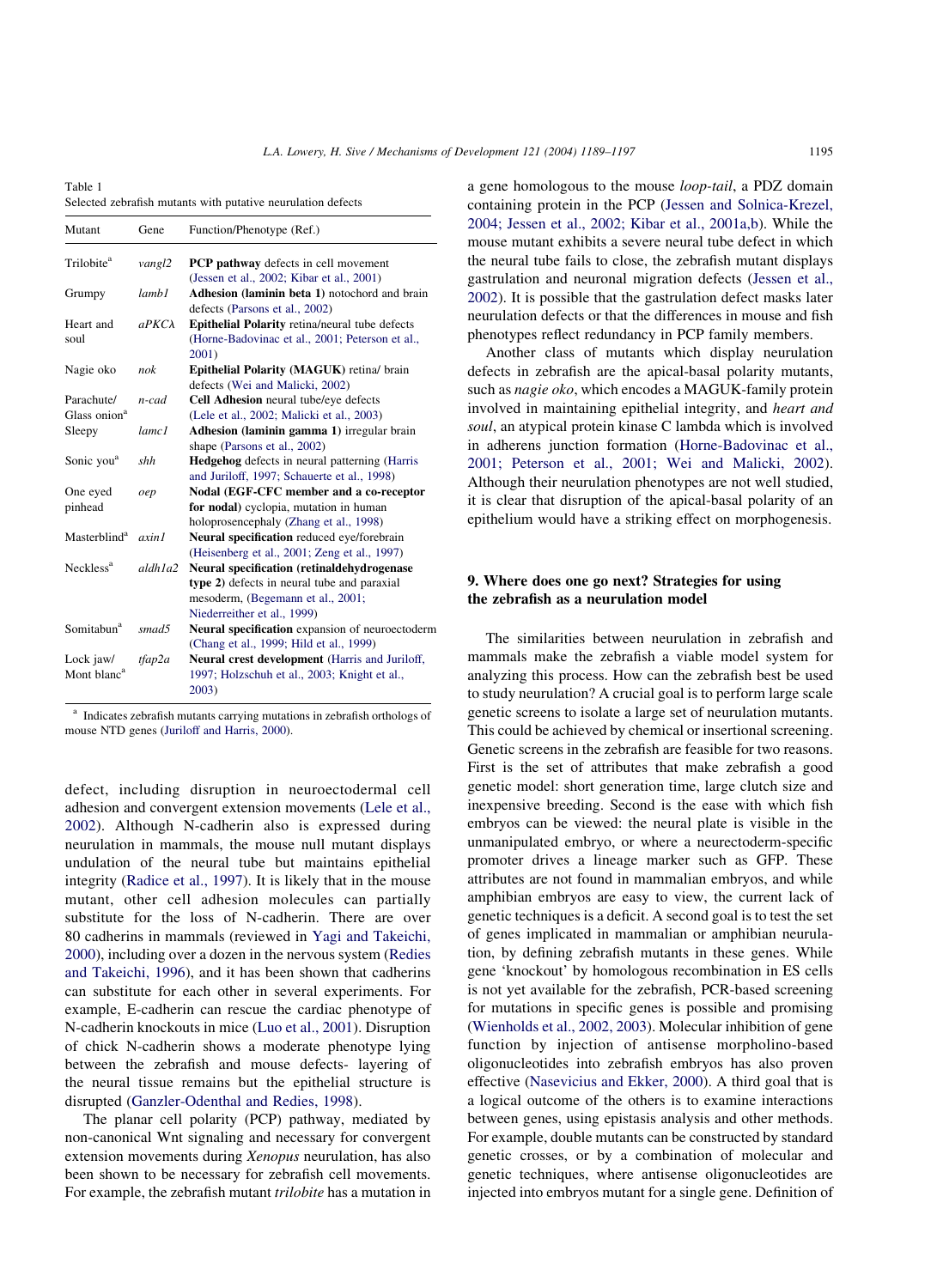Table 1
Selected zebrafish mutants with putative neurulation defects

| Mutant | Gene | Function/Phenotype (Ref.) |
|---|---|---|
| Trilobite[a] | *vangl2* | **PCP pathway** defects in cell movement (Jessen et al., 2002; Kibar et al., 2001) |
| Grumpy | *lamb1* | **Adhesion (laminin beta 1)** notochord and brain defects (Parsons et al., 2002) |
| Heart and soul | *aPKCλ* | **Epithelial Polarity** retina/neural tube defects (Horne-Badovinac et al., 2001; Peterson et al., 2001) |
| Nagie oko | *nok* | **Epithelial Polarity (MAGUK)** retina/ brain defects (Wei and Malicki, 2002) |
| Parachute/ Glass onion[a] | *n-cad* | **Cell Adhesion** neural tube/eye defects (Lele et al., 2002; Malicki et al., 2003) |
| Sleepy | *lamc1* | **Adhesion (laminin gamma 1)** irregular brain shape (Parsons et al., 2002) |
| Sonic you[a] | *shh* | **Hedgehog** defects in neural patterning (Harris and Juriloff, 1997; Schauerte et al., 1998) |
| One eyed pinhead | *oep* | **Nodal (EGF-CFC member and a co-receptor for nodal)** cyclopia, mutation in human holoprosencephaly (Zhang et al., 1998) |
| Masterblind[a] | *axin1* | **Neural specification** reduced eye/forebrain (Heisenberg et al., 2001; Zeng et al., 1997) |
| Neckless[a] | *aldh1a2* | **Neural specification (retinaldehydrogenase type 2)** defects in neural tube and paraxial mesoderm, (Begemann et al., 2001; Niederreither et al., 1999) |
| Somitabun[a] | *smad5* | **Neural specification** expansion of neuroectoderm (Chang et al., 1999; Hild et al., 1999) |
| Lock jaw/ Mont blanc[a] | *tfap2a* | **Neural crest development** (Harris and Juriloff, 1997; Holzschuh et al., 2003; Knight et al., 2003) |

[a] Indicates zebrafish mutants carrying mutations in zebrafish orthologs of mouse NTD genes (Juriloff and Harris, 2000).

defect, including disruption in neuroectodermal cell adhesion and convergent extension movements (Lele et al., 2002). Although N-cadherin also is expressed during neurulation in mammals, the mouse null mutant displays undulation of the neural tube but maintains epithelial integrity (Radice et al., 1997). It is likely that in the mouse mutant, other cell adhesion molecules can partially substitute for the loss of N-cadherin. There are over 80 cadherins in mammals (reviewed in Yagi and Takeichi, 2000), including over a dozen in the nervous system (Redies and Takeichi, 1996), and it has been shown that cadherins can substitute for each other in several experiments. For example, E-cadherin can rescue the cardiac phenotype of N-cadherin knockouts in mice (Luo et al., 2001). Disruption of chick N-cadherin shows a moderate phenotype lying between the zebrafish and mouse defects- layering of the neural tissue remains but the epithelial structure is disrupted (Ganzler-Odenthal and Redies, 1998).

The planar cell polarity (PCP) pathway, mediated by non-canonical Wnt signaling and necessary for convergent extension movements during *Xenopus* neurulation, has also been shown to be necessary for zebrafish cell movements. For example, the zebrafish mutant *trilobite* has a mutation in a gene homologous to the mouse *loop-tail*, a PDZ domain containing protein in the PCP (Jessen and Solnica-Krezel, 2004; Jessen et al., 2002; Kibar et al., 2001a,b). While the mouse mutant exhibits a severe neural tube defect in which the neural tube fails to close, the zebrafish mutant displays gastrulation and neuronal migration defects (Jessen et al., 2002). It is possible that the gastrulation defect masks later neurulation defects or that the differences in mouse and fish phenotypes reflect redundancy in PCP family members.

Another class of mutants which display neurulation defects in zebrafish are the apical-basal polarity mutants, such as *nagie oko*, which encodes a MAGUK-family protein involved in maintaining epithelial integrity, and *heart and soul*, an atypical protein kinase C lambda which is involved in adherens junction formation (Horne-Badovinac et al., 2001; Peterson et al., 2001; Wei and Malicki, 2002). Although their neurulation phenotypes are not well studied, it is clear that disruption of the apical-basal polarity of an epithelium would have a striking effect on morphogenesis.

## 9. Where does one go next? Strategies for using the zebrafish as a neurulation model

The similarities between neurulation in zebrafish and mammals make the zebrafish a viable model system for analyzing this process. How can the zebrafish best be used to study neurulation? A crucial goal is to perform large scale genetic screens to isolate a large set of neurulation mutants. This could be achieved by chemical or insertional screening. Genetic screens in the zebrafish are feasible for two reasons. First is the set of attributes that make zebrafish a good genetic model: short generation time, large clutch size and inexpensive breeding. Second is the ease with which fish embryos can be viewed: the neural plate is visible in the unmanipulated embryo, or where a neurectoderm-specific promoter drives a lineage marker such as GFP. These attributes are not found in mammalian embryos, and while amphibian embryos are easy to view, the current lack of genetic techniques is a deficit. A second goal is to test the set of genes implicated in mammalian or amphibian neurulation, by defining zebrafish mutants in these genes. While gene 'knockout' by homologous recombination in ES cells is not yet available for the zebrafish, PCR-based screening for mutations in specific genes is possible and promising (Wienholds et al., 2002, 2003). Molecular inhibition of gene function by injection of antisense morpholino-based oligonucleotides into zebrafish embryos has also proven effective (Nasevicius and Ekker, 2000). A third goal that is a logical outcome of the others is to examine interactions between genes, using epistasis analysis and other methods. For example, double mutants can be constructed by standard genetic crosses, or by a combination of molecular and genetic techniques, where antisense oligonucleotides are injected into embryos mutant for a single gene. Definition of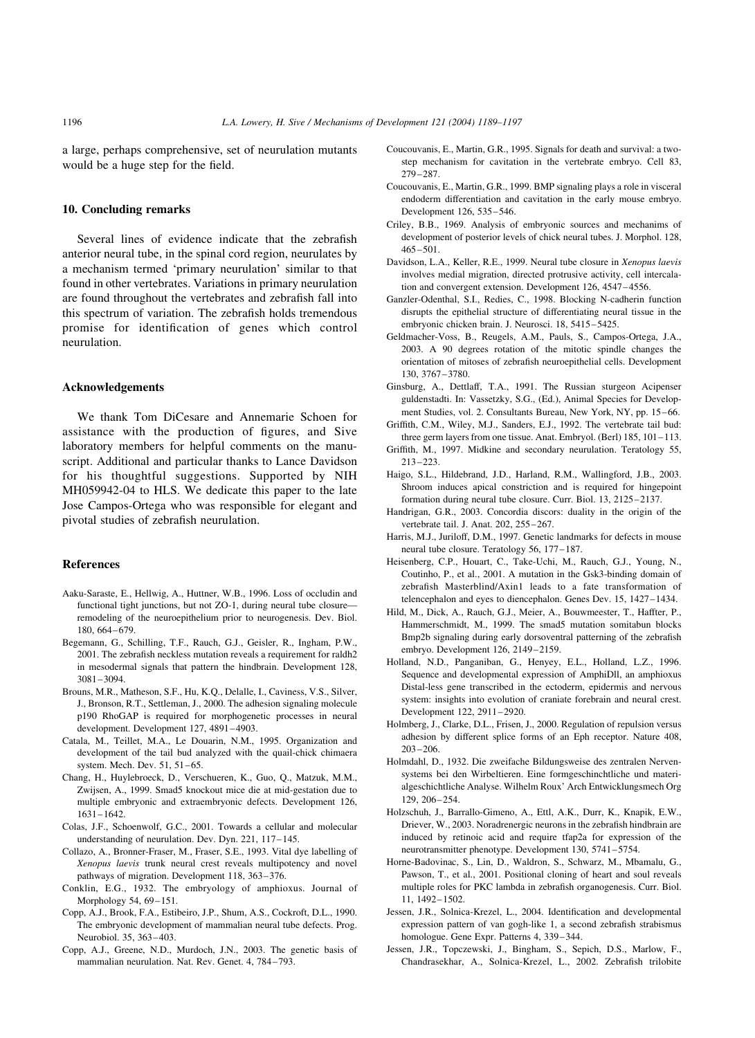a large, perhaps comprehensive, set of neurulation mutants would be a huge step for the field.

## 10. Concluding remarks

Several lines of evidence indicate that the zebrafish anterior neural tube, in the spinal cord region, neurulates by a mechanism termed 'primary neurulation' similar to that found in other vertebrates. Variations in primary neurulation are found throughout the vertebrates and zebrafish fall into this spectrum of variation. The zebrafish holds tremendous promise for identification of genes which control neurulation.

## Acknowledgements

We thank Tom DiCesare and Annemarie Schoen for assistance with the production of figures, and Sive laboratory members for helpful comments on the manuscript. Additional and particular thanks to Lance Davidson for his thoughtful suggestions. Supported by NIH MH059942-04 to HLS. We dedicate this paper to the late Jose Campos-Ortega who was responsible for elegant and pivotal studies of zebrafish neurulation.

## References

Aaku-Saraste, E., Hellwig, A., Huttner, W.B., 1996. Loss of occludin and functional tight junctions, but not ZO-1, during neural tube closure—remodeling of the neuroepithelium prior to neurogenesis. Dev. Biol. 180, 664–679.

Begemann, G., Schilling, T.F., Rauch, G.J., Geisler, R., Ingham, P.W., 2001. The zebrafish neckless mutation reveals a requirement for raldh2 in mesodermal signals that pattern the hindbrain. Development 128, 3081–3094.

Brouns, M.R., Matheson, S.F., Hu, K.Q., Delalle, I., Caviness, V.S., Silver, J., Bronson, R.T., Settleman, J., 2000. The adhesion signaling molecule p190 RhoGAP is required for morphogenetic processes in neural development. Development 127, 4891–4903.

Catala, M., Teillet, M.A., Le Douarin, N.M., 1995. Organization and development of the tail bud analyzed with the quail-chick chimaera system. Mech. Dev. 51, 51–65.

Chang, H., Huylebroeck, D., Verschueren, K., Guo, Q., Matzuk, M.M., Zwijsen, A., 1999. Smad5 knockout mice die at mid-gestation due to multiple embryonic and extraembryonic defects. Development 126, 1631–1642.

Colas, J.F., Schoenwolf, G.C., 2001. Towards a cellular and molecular understanding of neurulation. Dev. Dyn. 221, 117–145.

Collazo, A., Bronner-Fraser, M., Fraser, S.E., 1993. Vital dye labelling of *Xenopus laevis* trunk neural crest reveals multipotency and novel pathways of migration. Development 118, 363–376.

Conklin, E.G., 1932. The embryology of amphioxus. Journal of Morphology 54, 69–151.

Copp, A.J., Brook, F.A., Estibeiro, J.P., Shum, A.S., Cockroft, D.L., 1990. The embryonic development of mammalian neural tube defects. Prog. Neurobiol. 35, 363–403.

Copp, A.J., Greene, N.D., Murdoch, J.N., 2003. The genetic basis of mammalian neurulation. Nat. Rev. Genet. 4, 784–793.

Coucouvanis, E., Martin, G.R., 1995. Signals for death and survival: a two-step mechanism for cavitation in the vertebrate embryo. Cell 83, 279–287.

Coucouvanis, E., Martin, G.R., 1999. BMP signaling plays a role in visceral endoderm differentiation and cavitation in the early mouse embryo. Development 126, 535–546.

Criley, B.B., 1969. Analysis of embryonic sources and mechanims of development of posterior levels of chick neural tubes. J. Morphol. 128, 465–501.

Davidson, L.A., Keller, R.E., 1999. Neural tube closure in *Xenopus laevis* involves medial migration, directed protrusive activity, cell intercalation and convergent extension. Development 126, 4547–4556.

Ganzler-Odenthal, S.I., Redies, C., 1998. Blocking N-cadherin function disrupts the epithelial structure of differentiating neural tissue in the embryonic chicken brain. J. Neurosci. 18, 5415–5425.

Geldmacher-Voss, B., Reugels, A.M., Pauls, S., Campos-Ortega, J.A., 2003. A 90 degrees rotation of the mitotic spindle changes the orientation of mitoses of zebrafish neuroepithelial cells. Development 130, 3767–3780.

Ginsburg, A., Dettlaff, T.A., 1991. The Russian sturgeon Acipenser guldenstadti. In: Vassetzky, S.G., (Ed.), Animal Species for Development Studies, vol. 2. Consultants Bureau, New York, NY, pp. 15–66.

Griffith, C.M., Wiley, M.J., Sanders, E.J., 1992. The vertebrate tail bud: three germ layers from one tissue. Anat. Embryol. (Berl) 185, 101–113.

Griffith, M., 1997. Midkine and secondary neurulation. Teratology 55, 213–223.

Haigo, S.L., Hildebrand, J.D., Harland, R.M., Wallingford, J.B., 2003. Shroom induces apical constriction and is required for hingepoint formation during neural tube closure. Curr. Biol. 13, 2125–2137.

Handrigan, G.R., 2003. Concordia discors: duality in the origin of the vertebrate tail. J. Anat. 202, 255–267.

Harris, M.J., Juriloff, D.M., 1997. Genetic landmarks for defects in mouse neural tube closure. Teratology 56, 177–187.

Heisenberg, C.P., Houart, C., Take-Uchi, M., Rauch, G.J., Young, N., Coutinho, P., et al., 2001. A mutation in the Gsk3-binding domain of zebrafish Masterblind/Axin1 leads to a fate transformation of telencephalon and eyes to diencephalon. Genes Dev. 15, 1427–1434.

Hild, M., Dick, A., Rauch, G.J., Meier, A., Bouwmeester, T., Haffter, P., Hammerschmidt, M., 1999. The smad5 mutation somitabun blocks Bmp2b signaling during early dorsoventral patterning of the zebrafish embryo. Development 126, 2149–2159.

Holland, N.D., Panganiban, G., Henyey, E.L., Holland, L.Z., 1996. Sequence and developmental expression of AmphiDll, an amphioxus Distal-less gene transcribed in the ectoderm, epidermis and nervous system: insights into evolution of craniate forebrain and neural crest. Development 122, 2911–2920.

Holmberg, J., Clarke, D.L., Frisen, J., 2000. Regulation of repulsion versus adhesion by different splice forms of an Eph receptor. Nature 408, 203–206.

Holmdahl, D., 1932. Die zweifache Bildungsweise des zentralen Nervensystems bei den Wirbeltieren. Eine formgeschinchtliche und materialgeschichtliche Analyse. Wilhelm Roux' Arch Entwicklungsmech Org 129, 206–254.

Holzschuh, J., Barrallo-Gimeno, A., Ettl, A.K., Durr, K., Knapik, E.W., Driever, W., 2003. Noradrenergic neurons in the zebrafish hindbrain are induced by retinoic acid and require tfap2a for expression of the neurotransmitter phenotype. Development 130, 5741–5754.

Horne-Badovinac, S., Lin, D., Waldron, S., Schwarz, M., Mbamalu, G., Pawson, T., et al., 2001. Positional cloning of heart and soul reveals multiple roles for PKC lambda in zebrafish organogenesis. Curr. Biol. 11, 1492–1502.

Jessen, J.R., Solnica-Krezel, L., 2004. Identification and developmental expression pattern of van gogh-like 1, a second zebrafish strabismus homologue. Gene Expr. Patterns 4, 339–344.

Jessen, J.R., Topczewski, J., Bingham, S., Sepich, D.S., Marlow, F., Chandrasekhar, A., Solnica-Krezel, L., 2002. Zebrafish trilobite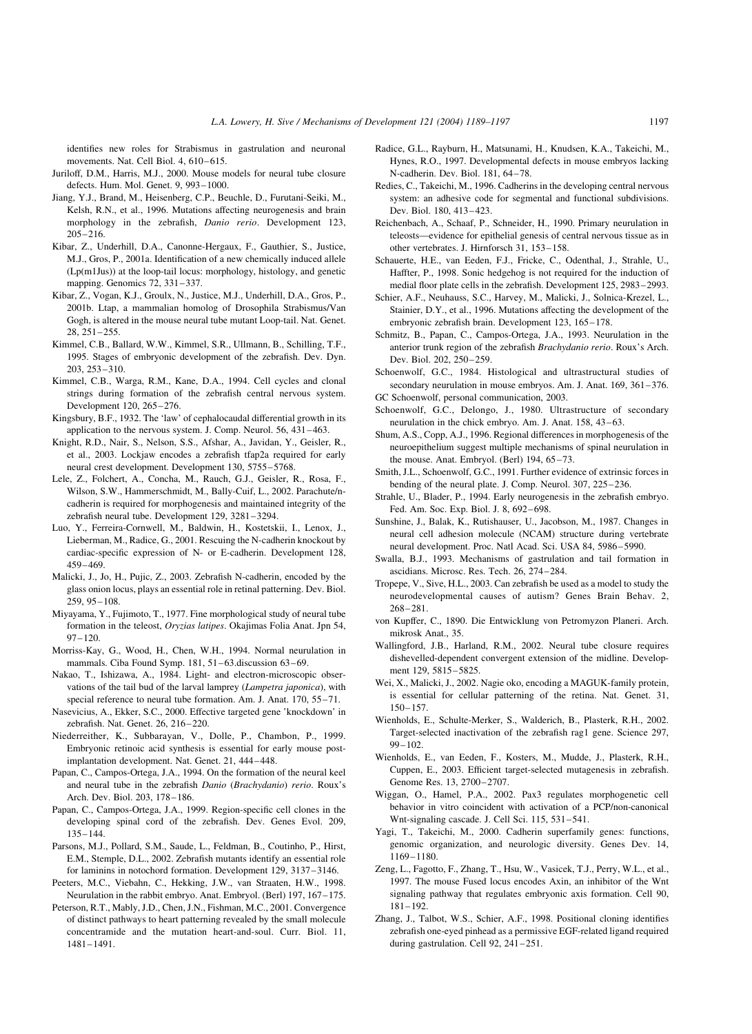identifies new roles for Strabismus in gastrulation and neuronal movements. Nat. Cell Biol. 4, 610–615.

Juriloff, D.M., Harris, M.J., 2000. Mouse models for neural tube closure defects. Hum. Mol. Genet. 9, 993–1000.

Jiang, Y.J., Brand, M., Heisenberg, C.P., Beuchle, D., Furutani-Seiki, M., Kelsh, R.N., et al., 1996. Mutations affecting neurogenesis and brain morphology in the zebrafish, *Danio rerio*. Development 123, 205–216.

Kibar, Z., Underhill, D.A., Canonne-Hergaux, F., Gauthier, S., Justice, M.J., Gros, P., 2001a. Identification of a new chemically induced allele (Lp(m1Jus)) at the loop-tail locus: morphology, histology, and genetic mapping. Genomics 72, 331–337.

Kibar, Z., Vogan, K.J., Groulx, N., Justice, M.J., Underhill, D.A., Gros, P., 2001b. Ltap, a mammalian homolog of Drosophila Strabismus/Van Gogh, is altered in the mouse neural tube mutant Loop-tail. Nat. Genet. 28, 251–255.

Kimmel, C.B., Ballard, W.W., Kimmel, S.R., Ullmann, B., Schilling, T.F., 1995. Stages of embryonic development of the zebrafish. Dev. Dyn. 203, 253–310.

Kimmel, C.B., Warga, R.M., Kane, D.A., 1994. Cell cycles and clonal strings during formation of the zebrafish central nervous system. Development 120, 265–276.

Kingsbury, B.F., 1932. The 'law' of cephalocaudal differential growth in its application to the nervous system. J. Comp. Neurol. 56, 431–463.

Knight, R.D., Nair, S., Nelson, S.S., Afshar, A., Javidan, Y., Geisler, R., et al., 2003. Lockjaw encodes a zebrafish tfap2a required for early neural crest development. Development 130, 5755–5768.

Lele, Z., Folchert, A., Concha, M., Rauch, G.J., Geisler, R., Rosa, F., Wilson, S.W., Hammerschmidt, M., Bally-Cuif, L., 2002. Parachute/n-cadherin is required for morphogenesis and maintained integrity of the zebrafish neural tube. Development 129, 3281–3294.

Luo, Y., Ferreira-Cornwell, M., Baldwin, H., Kostetskii, I., Lenox, J., Lieberman, M., Radice, G., 2001. Rescuing the N-cadherin knockout by cardiac-specific expression of N- or E-cadherin. Development 128, 459–469.

Malicki, J., Jo, H., Pujic, Z., 2003. Zebrafish N-cadherin, encoded by the glass onion locus, plays an essential role in retinal patterning. Dev. Biol. 259, 95–108.

Miyayama, Y., Fujimoto, T., 1977. Fine morphological study of neural tube formation in the teleost, *Oryzias latipes*. Okajimas Folia Anat. Jpn 54, 97–120.

Morriss-Kay, G., Wood, H., Chen, W.H., 1994. Normal neurulation in mammals. Ciba Found Symp. 181, 51–63.discussion 63–69.

Nakao, T., Ishizawa, A., 1984. Light- and electron-microscopic observations of the tail bud of the larval lamprey (*Lampetra japonica*), with special reference to neural tube formation. Am. J. Anat. 170, 55–71.

Nasevicius, A., Ekker, S.C., 2000. Effective targeted gene 'knockdown' in zebrafish. Nat. Genet. 26, 216–220.

Niederreither, K., Subbarayan, V., Dolle, P., Chambon, P., 1999. Embryonic retinoic acid synthesis is essential for early mouse post-implantation development. Nat. Genet. 21, 444–448.

Papan, C., Campos-Ortega, J.A., 1994. On the formation of the neural keel and neural tube in the zebrafish *Danio* (*Brachydanio*) *rerio*. Roux's Arch. Dev. Biol. 203, 178–186.

Papan, C., Campos-Ortega, J.A., 1999. Region-specific cell clones in the developing spinal cord of the zebrafish. Dev. Genes Evol. 209, 135–144.

Parsons, M.J., Pollard, S.M., Saude, L., Feldman, B., Coutinho, P., Hirst, E.M., Stemple, D.L., 2002. Zebrafish mutants identify an essential role for laminins in notochord formation. Development 129, 3137–3146.

Peeters, M.C., Viebahn, C., Hekking, J.W., van Straaten, H.W., 1998. Neurulation in the rabbit embryo. Anat. Embryol. (Berl) 197, 167–175.

Peterson, R.T., Mably, J.D., Chen, J.N., Fishman, M.C., 2001. Convergence of distinct pathways to heart patterning revealed by the small molecule concentramide and the mutation heart-and-soul. Curr. Biol. 11, 1481–1491.

Radice, G.L., Rayburn, H., Matsunami, H., Knudsen, K.A., Takeichi, M., Hynes, R.O., 1997. Developmental defects in mouse embryos lacking N-cadherin. Dev. Biol. 181, 64–78.

Redies, C., Takeichi, M., 1996. Cadherins in the developing central nervous system: an adhesive code for segmental and functional subdivisions. Dev. Biol. 180, 413–423.

Reichenbach, A., Schaaf, P., Schneider, H., 1990. Primary neurulation in teleosts—evidence for epithelial genesis of central nervous tissue as in other vertebrates. J. Hirnforsch 31, 153–158.

Schauerte, H.E., van Eeden, F.J., Fricke, C., Odenthal, J., Strahle, U., Haffter, P., 1998. Sonic hedgehog is not required for the induction of medial floor plate cells in the zebrafish. Development 125, 2983–2993.

Schier, A.F., Neuhauss, S.C., Harvey, M., Malicki, J., Solnica-Krezel, L., Stainier, D.Y., et al., 1996. Mutations affecting the development of the embryonic zebrafish brain. Development 123, 165–178.

Schmitz, B., Papan, C., Campos-Ortega, J.A., 1993. Neurulation in the anterior trunk region of the zebrafish *Brachydanio rerio*. Roux's Arch. Dev. Biol. 202, 250–259.

Schoenwolf, G.C., 1984. Histological and ultrastructural studies of secondary neurulation in mouse embryos. Am. J. Anat. 169, 361–376.

GC Schoenwolf, personal communication, 2003.

Schoenwolf, G.C., Delongo, J., 1980. Ultrastructure of secondary neurulation in the chick embryo. Am. J. Anat. 158, 43–63.

Shum, A.S., Copp, A.J., 1996. Regional differences in morphogenesis of the neuroepithelium suggest multiple mechanisms of spinal neurulation in the mouse. Anat. Embryol. (Berl) 194, 65–73.

Smith, J.L., Schoenwolf, G.C., 1991. Further evidence of extrinsic forces in bending of the neural plate. J. Comp. Neurol. 307, 225–236.

Strahle, U., Blader, P., 1994. Early neurogenesis in the zebrafish embryo. Fed. Am. Soc. Exp. Biol. J. 8, 692–698.

Sunshine, J., Balak, K., Rutishauser, U., Jacobson, M., 1987. Changes in neural cell adhesion molecule (NCAM) structure during vertebrate neural development. Proc. Natl Acad. Sci. USA 84, 5986–5990.

Swalla, B.J., 1993. Mechanisms of gastrulation and tail formation in ascidians. Microsc. Res. Tech. 26, 274–284.

Tropepe, V., Sive, H.L., 2003. Can zebrafish be used as a model to study the neurodevelopmental causes of autism? Genes Brain Behav. 2, 268–281.

von Kupffer, C., 1890. Die Entwicklung von Petromyzon Planeri. Arch. mikrosk Anat., 35.

Wallingford, J.B., Harland, R.M., 2002. Neural tube closure requires dishevelled-dependent convergent extension of the midline. Development 129, 5815–5825.

Wei, X., Malicki, J., 2002. Nagie oko, encoding a MAGUK-family protein, is essential for cellular patterning of the retina. Nat. Genet. 31, 150–157.

Wienholds, E., Schulte-Merker, S., Walderich, B., Plasterk, R.H., 2002. Target-selected inactivation of the zebrafish rag1 gene. Science 297, 99–102.

Wienholds, E., van Eeden, F., Kosters, M., Mudde, J., Plasterk, R.H., Cuppen, E., 2003. Efficient target-selected mutagenesis in zebrafish. Genome Res. 13, 2700–2707.

Wiggan, O., Hamel, P.A., 2002. Pax3 regulates morphogenetic cell behavior in vitro coincident with activation of a PCP/non-canonical Wnt-signaling cascade. J. Cell Sci. 115, 531–541.

Yagi, T., Takeichi, M., 2000. Cadherin superfamily genes: functions, genomic organization, and neurologic diversity. Genes Dev. 14, 1169–1180.

Zeng, L., Fagotto, F., Zhang, T., Hsu, W., Vasicek, T.J., Perry, W.L., et al., 1997. The mouse Fused locus encodes Axin, an inhibitor of the Wnt signaling pathway that regulates embryonic axis formation. Cell 90, 181–192.

Zhang, J., Talbot, W.S., Schier, A.F., 1998. Positional cloning identifies zebrafish one-eyed pinhead as a permissive EGF-related ligand required during gastrulation. Cell 92, 241–251.